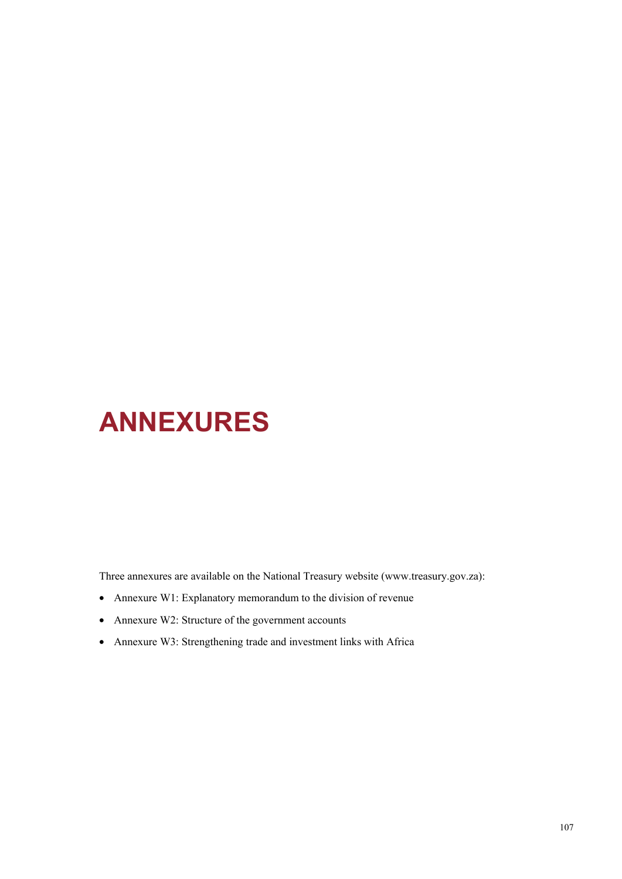# ANNEXURES

Three annexures are available on the National Treasury website (www.treasury.gov.za):

- Annexure W1: Explanatory memorandum to the division of revenue
- Annexure W2: Structure of the government accounts
- Annexure W3: Strengthening trade and investment links with Africa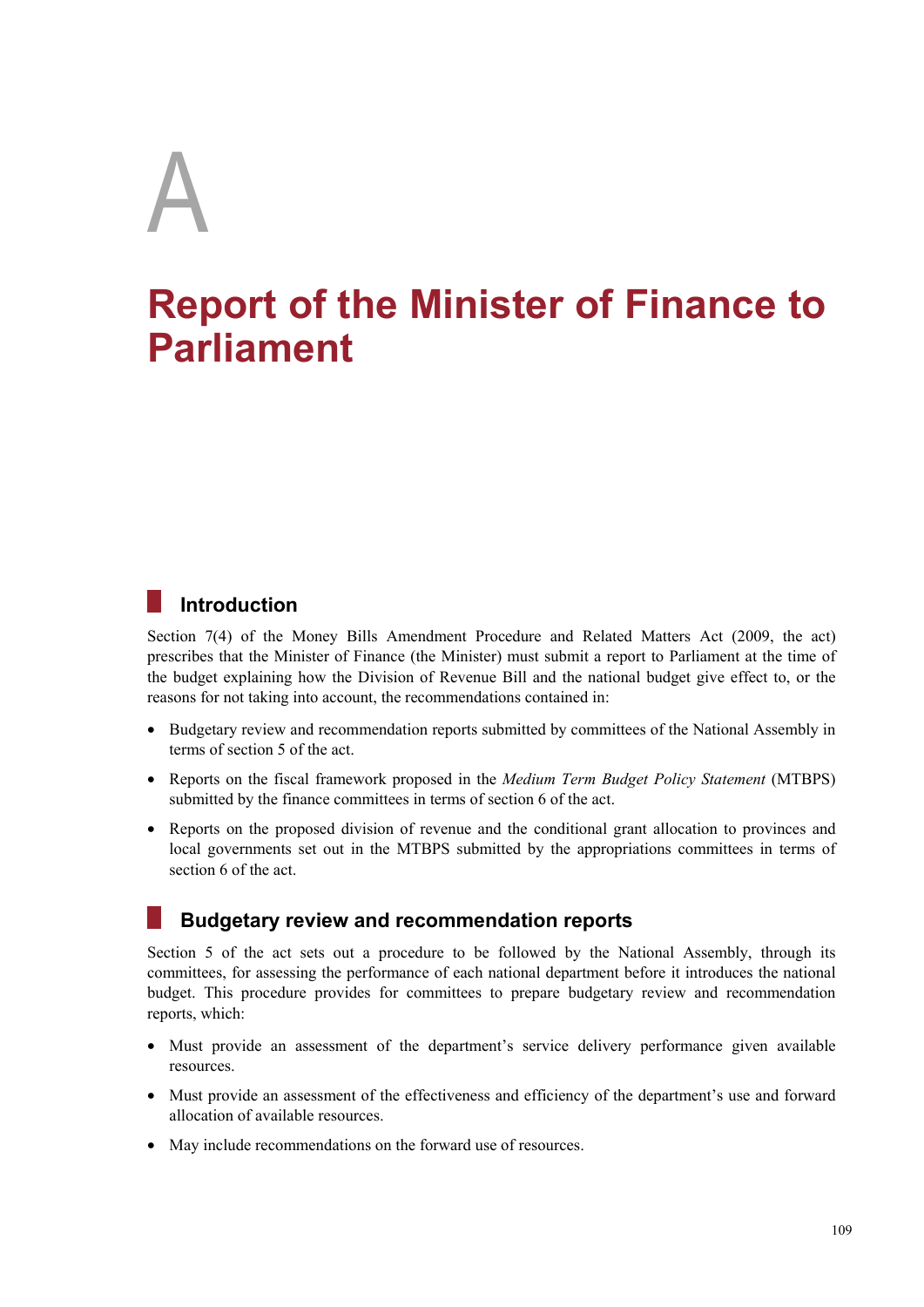# A

# Report of the Minister of Finance to Parliament

## Introduction

Section 7(4) of the Money Bills Amendment Procedure and Related Matters Act (2009, the act) prescribes that the Minister of Finance (the Minister) must submit a report to Parliament at the time of the budget explaining how the Division of Revenue Bill and the national budget give effect to, or the reasons for not taking into account, the recommendations contained in:

- Budgetary review and recommendation reports submitted by committees of the National Assembly in terms of section 5 of the act.
- Reports on the fiscal framework proposed in the *Medium Term Budget Policy Statement* (MTBPS) submitted by the finance committees in terms of section 6 of the act.
- Reports on the proposed division of revenue and the conditional grant allocation to provinces and local governments set out in the MTBPS submitted by the appropriations committees in terms of section 6 of the act.

## Budgetary review and recommendation reports

Section 5 of the act sets out a procedure to be followed by the National Assembly, through its committees, for assessing the performance of each national department before it introduces the national budget. This procedure provides for committees to prepare budgetary review and recommendation reports, which:

- Must provide an assessment of the department's service delivery performance given available resources.
- Must provide an assessment of the effectiveness and efficiency of the department's use and forward allocation of available resources.
- May include recommendations on the forward use of resources.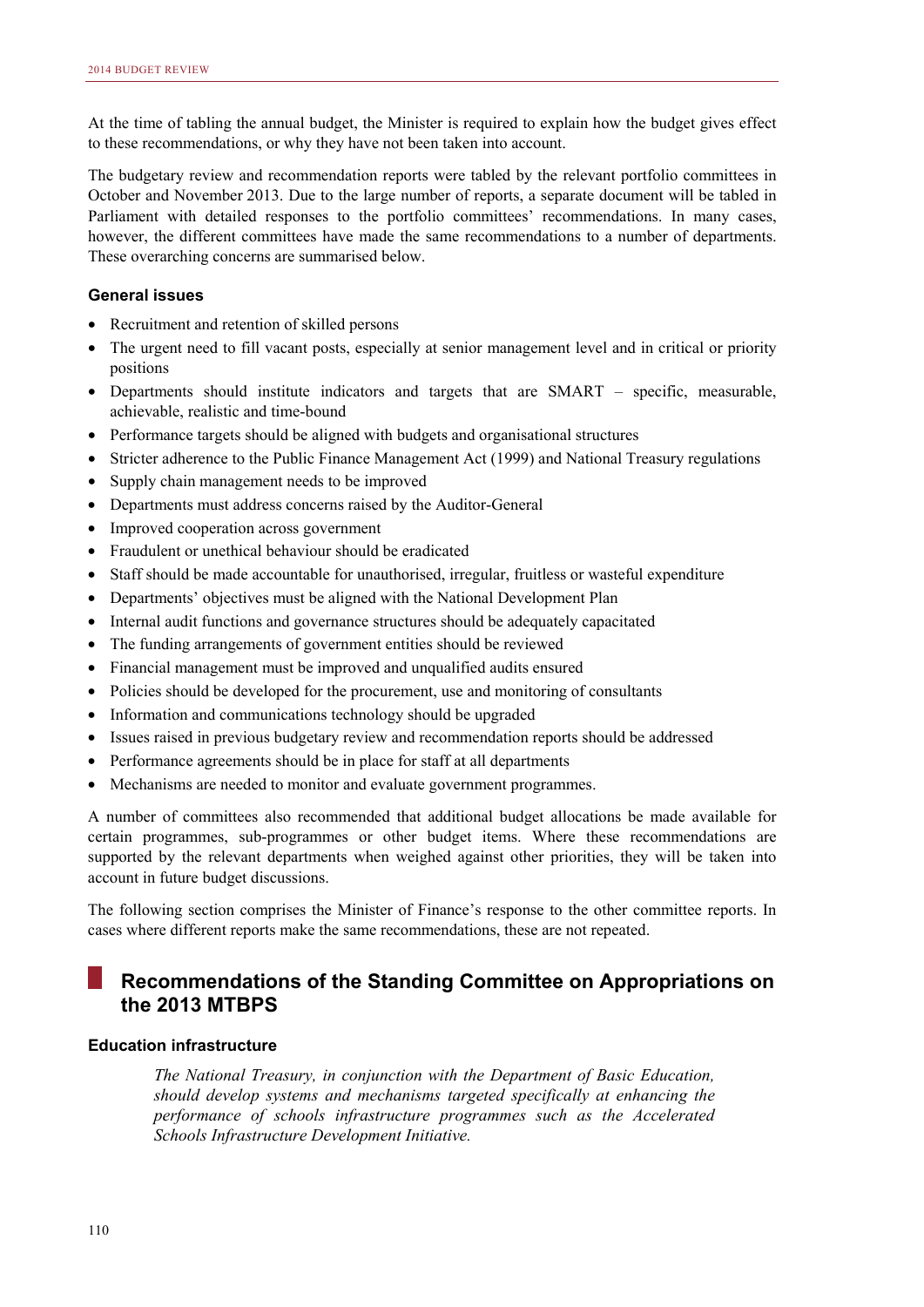At the time of tabling the annual budget, the Minister is required to explain how the budget gives effect to these recommendations, or why they have not been taken into account.

The budgetary review and recommendation reports were tabled by the relevant portfolio committees in October and November 2013. Due to the large number of reports, a separate document will be tabled in Parliament with detailed responses to the portfolio committees' recommendations. In many cases, however, the different committees have made the same recommendations to a number of departments. These overarching concerns are summarised below.

### General issues

- Recruitment and retention of skilled persons
- The urgent need to fill vacant posts, especially at senior management level and in critical or priority positions
- Departments should institute indicators and targets that are SMART – specific, measurable, achievable, realistic and time-bound
- Performance targets should be aligned with budgets and organisational structures
- Stricter adherence to the Public Finance Management Act (1999) and National Treasury regulations
- Supply chain management needs to be improved
- Departments must address concerns raised by the Auditor-General
- Improved cooperation across government
- Fraudulent or unethical behaviour should be eradicated
- Staff should be made accountable for unauthorised, irregular, fruitless or wasteful expenditure
- Departments' objectives must be aligned with the National Development Plan
- Internal audit functions and governance structures should be adequately capacitated
- The funding arrangements of government entities should be reviewed
- Financial management must be improved and unqualified audits ensured
- Policies should be developed for the procurement, use and monitoring of consultants
- Information and communications technology should be upgraded
- Issues raised in previous budgetary review and recommendation reports should be addressed
- Performance agreements should be in place for staff at all departments
- Mechanisms are needed to monitor and evaluate government programmes.

A number of committees also recommended that additional budget allocations be made available for certain programmes, sub-programmes or other budget items. Where these recommendations are supported by the relevant departments when weighed against other priorities, they will be taken into account in future budget discussions.

The following section comprises the Minister of Finance's response to the other committee reports. In cases where different reports make the same recommendations, these are not repeated.

## Recommendations of the Standing Committee on Appropriations on the 2013 MTBPS

### Education infrastructure

*The National Treasury, in conjunction with the Department of Basic Education, should develop systems and mechanisms targeted specifically at enhancing the performance of schools infrastructure programmes such as the Accelerated Schools Infrastructure Development Initiative.*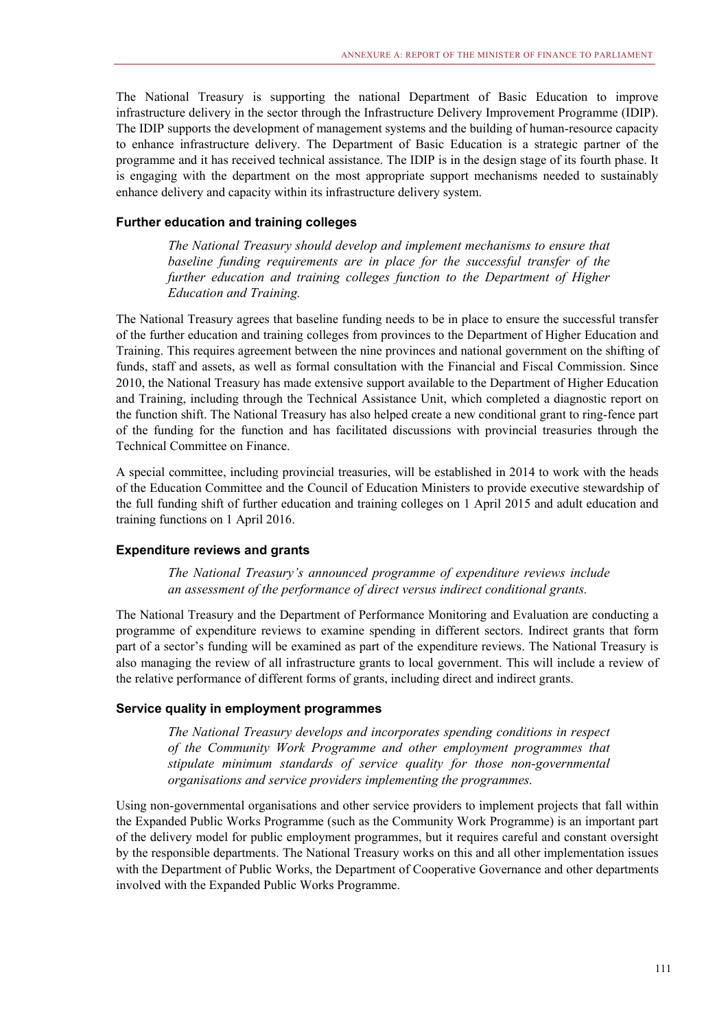The National Treasury is supporting the national Department of Basic Education to improve infrastructure delivery in the sector through the Infrastructure Delivery Improvement Programme (IDIP). The IDIP supports the development of management systems and the building of human-resource capacity to enhance infrastructure delivery. The Department of Basic Education is a strategic partner of the programme and it has received technical assistance. The IDIP is in the design stage of its fourth phase. It is engaging with the department on the most appropriate support mechanisms needed to sustainably enhance delivery and capacity within its infrastructure delivery system.

### Further education and training colleges

> *The National Treasury should develop and implement mechanisms to ensure that baseline funding requirements are in place for the successful transfer of the further education and training colleges function to the Department of Higher Education and Training.*

The National Treasury agrees that baseline funding needs to be in place to ensure the successful transfer of the further education and training colleges from provinces to the Department of Higher Education and Training. This requires agreement between the nine provinces and national government on the shifting of funds, staff and assets, as well as formal consultation with the Financial and Fiscal Commission. Since 2010, the National Treasury has made extensive support available to the Department of Higher Education and Training, including through the Technical Assistance Unit, which completed a diagnostic report on the function shift. The National Treasury has also helped create a new conditional grant to ring-fence part of the funding for the function and has facilitated discussions with provincial treasuries through the Technical Committee on Finance.

A special committee, including provincial treasuries, will be established in 2014 to work with the heads of the Education Committee and the Council of Education Ministers to provide executive stewardship of the full funding shift of further education and training colleges on 1 April 2015 and adult education and training functions on 1 April 2016.

### Expenditure reviews and grants

> *The National Treasury's announced programme of expenditure reviews include an assessment of the performance of direct versus indirect conditional grants.*

The National Treasury and the Department of Performance Monitoring and Evaluation are conducting a programme of expenditure reviews to examine spending in different sectors. Indirect grants that form part of a sector's funding will be examined as part of the expenditure reviews. The National Treasury is also managing the review of all infrastructure grants to local government. This will include a review of the relative performance of different forms of grants, including direct and indirect grants.

### Service quality in employment programmes

> *The National Treasury develops and incorporates spending conditions in respect of the Community Work Programme and other employment programmes that stipulate minimum standards of service quality for those non-governmental organisations and service providers implementing the programmes.*

Using non-governmental organisations and other service providers to implement projects that fall within the Expanded Public Works Programme (such as the Community Work Programme) is an important part of the delivery model for public employment programmes, but it requires careful and constant oversight by the responsible departments. The National Treasury works on this and all other implementation issues with the Department of Public Works, the Department of Cooperative Governance and other departments involved with the Expanded Public Works Programme.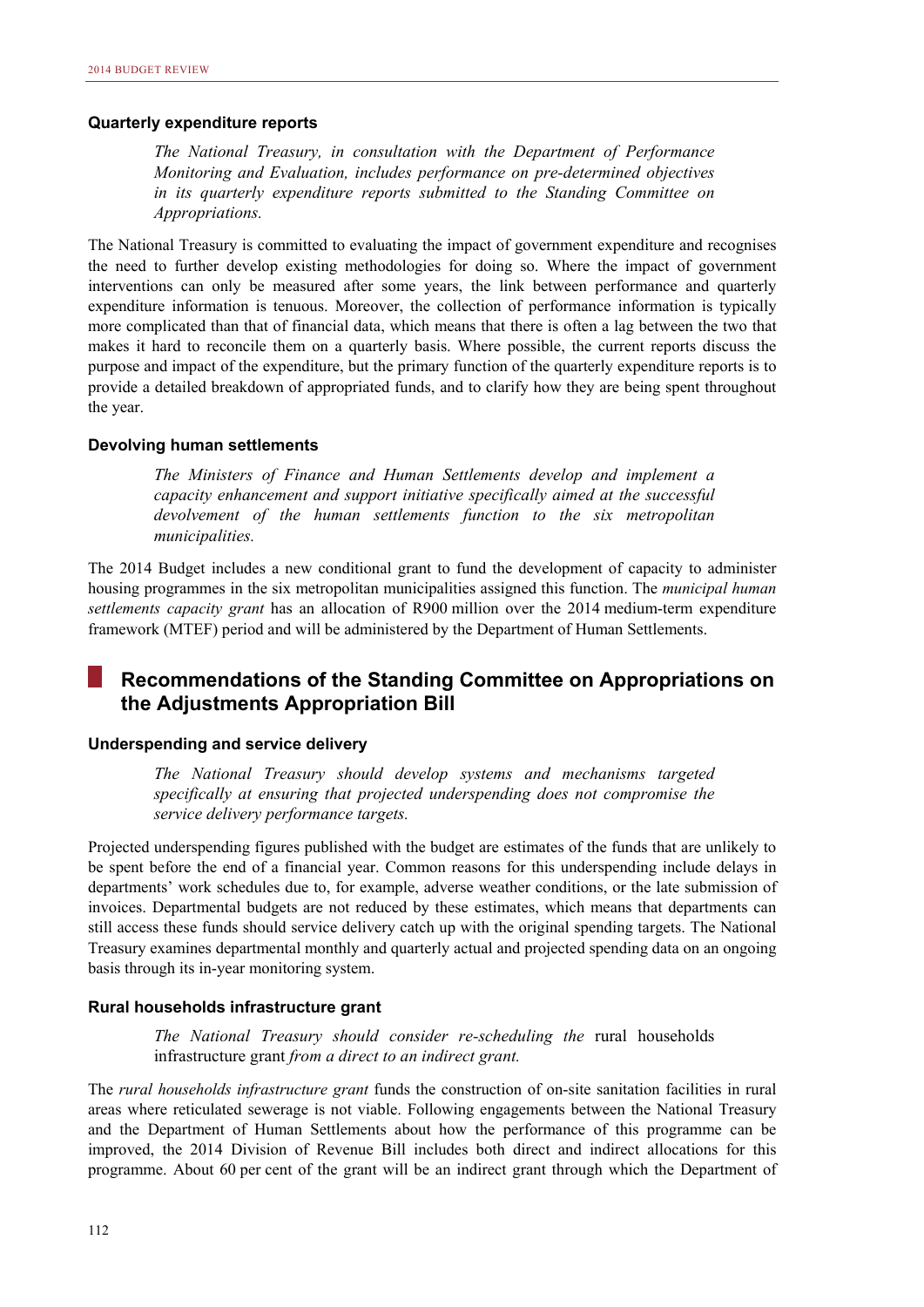### Quarterly expenditure reports

> *The National Treasury, in consultation with the Department of Performance Monitoring and Evaluation, includes performance on pre-determined objectives in its quarterly expenditure reports submitted to the Standing Committee on Appropriations.*

The National Treasury is committed to evaluating the impact of government expenditure and recognises the need to further develop existing methodologies for doing so. Where the impact of government interventions can only be measured after some years, the link between performance and quarterly expenditure information is tenuous. Moreover, the collection of performance information is typically more complicated than that of financial data, which means that there is often a lag between the two that makes it hard to reconcile them on a quarterly basis. Where possible, the current reports discuss the purpose and impact of the expenditure, but the primary function of the quarterly expenditure reports is to provide a detailed breakdown of appropriated funds, and to clarify how they are being spent throughout the year.

### Devolving human settlements

> *The Ministers of Finance and Human Settlements develop and implement a capacity enhancement and support initiative specifically aimed at the successful devolvement of the human settlements function to the six metropolitan municipalities.*

The 2014 Budget includes a new conditional grant to fund the development of capacity to administer housing programmes in the six metropolitan municipalities assigned this function. The *municipal human settlements capacity grant* has an allocation of R900 million over the 2014 medium-term expenditure framework (MTEF) period and will be administered by the Department of Human Settlements.

## Recommendations of the Standing Committee on Appropriations on the Adjustments Appropriation Bill

### Underspending and service delivery

> *The National Treasury should develop systems and mechanisms targeted specifically at ensuring that projected underspending does not compromise the service delivery performance targets.*

Projected underspending figures published with the budget are estimates of the funds that are unlikely to be spent before the end of a financial year. Common reasons for this underspending include delays in departments' work schedules due to, for example, adverse weather conditions, or the late submission of invoices. Departmental budgets are not reduced by these estimates, which means that departments can still access these funds should service delivery catch up with the original spending targets. The National Treasury examines departmental monthly and quarterly actual and projected spending data on an ongoing basis through its in-year monitoring system.

### Rural households infrastructure grant

> *The National Treasury should consider re-scheduling the* rural households infrastructure grant *from a direct to an indirect grant.*

The *rural households infrastructure grant* funds the construction of on-site sanitation facilities in rural areas where reticulated sewerage is not viable. Following engagements between the National Treasury and the Department of Human Settlements about how the performance of this programme can be improved, the 2014 Division of Revenue Bill includes both direct and indirect allocations for this programme. About 60 per cent of the grant will be an indirect grant through which the Department of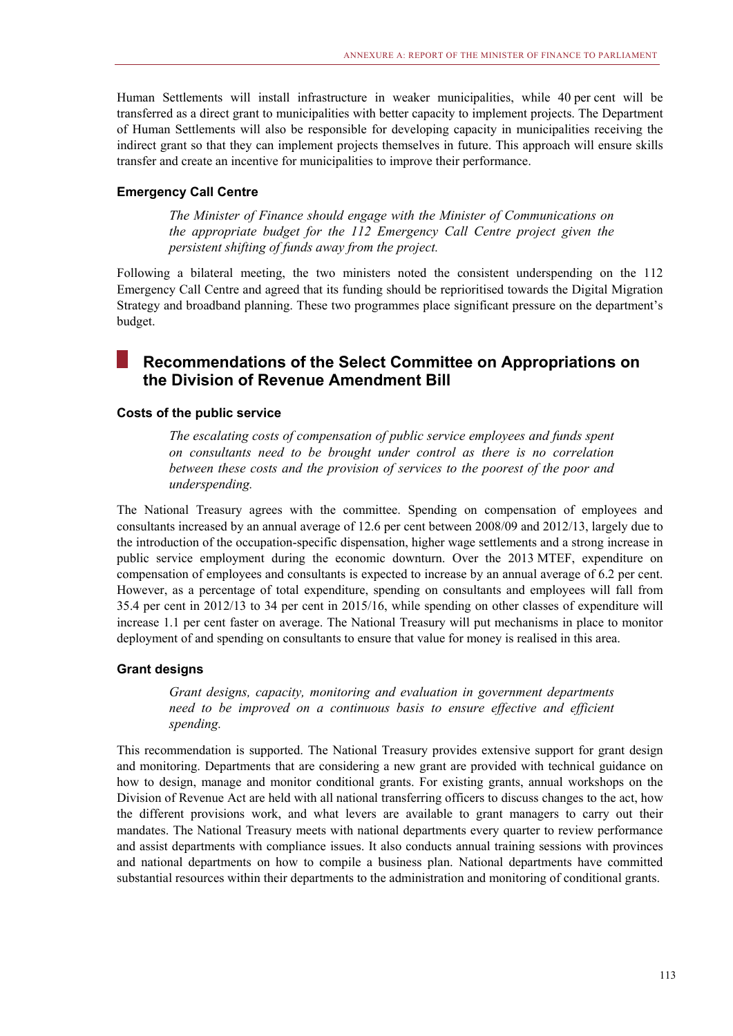Human Settlements will install infrastructure in weaker municipalities, while 40 per cent will be transferred as a direct grant to municipalities with better capacity to implement projects. The Department of Human Settlements will also be responsible for developing capacity in municipalities receiving the indirect grant so that they can implement projects themselves in future. This approach will ensure skills transfer and create an incentive for municipalities to improve their performance.

### Emergency Call Centre

> *The Minister of Finance should engage with the Minister of Communications on the appropriate budget for the 112 Emergency Call Centre project given the persistent shifting of funds away from the project.*

Following a bilateral meeting, the two ministers noted the consistent underspending on the 112 Emergency Call Centre and agreed that its funding should be reprioritised towards the Digital Migration Strategy and broadband planning. These two programmes place significant pressure on the department's budget.

## Recommendations of the Select Committee on Appropriations on the Division of Revenue Amendment Bill

### Costs of the public service

> *The escalating costs of compensation of public service employees and funds spent on consultants need to be brought under control as there is no correlation between these costs and the provision of services to the poorest of the poor and underspending.*

The National Treasury agrees with the committee. Spending on compensation of employees and consultants increased by an annual average of 12.6 per cent between 2008/09 and 2012/13, largely due to the introduction of the occupation-specific dispensation, higher wage settlements and a strong increase in public service employment during the economic downturn. Over the 2013 MTEF, expenditure on compensation of employees and consultants is expected to increase by an annual average of 6.2 per cent. However, as a percentage of total expenditure, spending on consultants and employees will fall from 35.4 per cent in 2012/13 to 34 per cent in 2015/16, while spending on other classes of expenditure will increase 1.1 per cent faster on average. The National Treasury will put mechanisms in place to monitor deployment of and spending on consultants to ensure that value for money is realised in this area.

### Grant designs

> *Grant designs, capacity, monitoring and evaluation in government departments need to be improved on a continuous basis to ensure effective and efficient spending.*

This recommendation is supported. The National Treasury provides extensive support for grant design and monitoring. Departments that are considering a new grant are provided with technical guidance on how to design, manage and monitor conditional grants. For existing grants, annual workshops on the Division of Revenue Act are held with all national transferring officers to discuss changes to the act, how the different provisions work, and what levers are available to grant managers to carry out their mandates. The National Treasury meets with national departments every quarter to review performance and assist departments with compliance issues. It also conducts annual training sessions with provinces and national departments on how to compile a business plan. National departments have committed substantial resources within their departments to the administration and monitoring of conditional grants.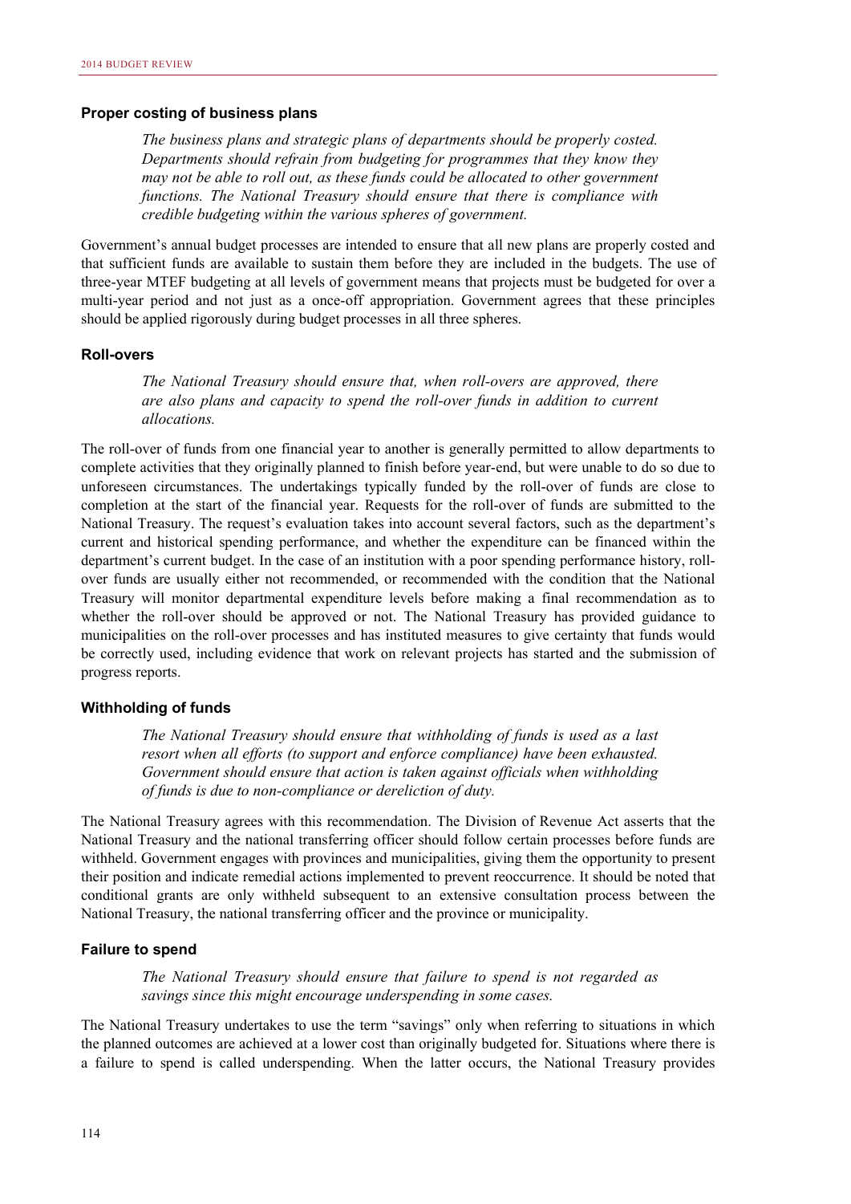### Proper costing of business plans

> *The business plans and strategic plans of departments should be properly costed. Departments should refrain from budgeting for programmes that they know they may not be able to roll out, as these funds could be allocated to other government functions. The National Treasury should ensure that there is compliance with credible budgeting within the various spheres of government.*

Government's annual budget processes are intended to ensure that all new plans are properly costed and that sufficient funds are available to sustain them before they are included in the budgets. The use of three-year MTEF budgeting at all levels of government means that projects must be budgeted for over a multi-year period and not just as a once-off appropriation. Government agrees that these principles should be applied rigorously during budget processes in all three spheres.

### Roll-overs

> *The National Treasury should ensure that, when roll-overs are approved, there are also plans and capacity to spend the roll-over funds in addition to current allocations.*

The roll-over of funds from one financial year to another is generally permitted to allow departments to complete activities that they originally planned to finish before year-end, but were unable to do so due to unforeseen circumstances. The undertakings typically funded by the roll-over of funds are close to completion at the start of the financial year. Requests for the roll-over of funds are submitted to the National Treasury. The request's evaluation takes into account several factors, such as the department's current and historical spending performance, and whether the expenditure can be financed within the department's current budget. In the case of an institution with a poor spending performance history, roll-over funds are usually either not recommended, or recommended with the condition that the National Treasury will monitor departmental expenditure levels before making a final recommendation as to whether the roll-over should be approved or not. The National Treasury has provided guidance to municipalities on the roll-over processes and has instituted measures to give certainty that funds would be correctly used, including evidence that work on relevant projects has started and the submission of progress reports.

### Withholding of funds

> *The National Treasury should ensure that withholding of funds is used as a last resort when all efforts (to support and enforce compliance) have been exhausted. Government should ensure that action is taken against officials when withholding of funds is due to non-compliance or dereliction of duty.*

The National Treasury agrees with this recommendation. The Division of Revenue Act asserts that the National Treasury and the national transferring officer should follow certain processes before funds are withheld. Government engages with provinces and municipalities, giving them the opportunity to present their position and indicate remedial actions implemented to prevent reoccurrence. It should be noted that conditional grants are only withheld subsequent to an extensive consultation process between the National Treasury, the national transferring officer and the province or municipality.

### Failure to spend

> *The National Treasury should ensure that failure to spend is not regarded as savings since this might encourage underspending in some cases.*

The National Treasury undertakes to use the term "savings" only when referring to situations in which the planned outcomes are achieved at a lower cost than originally budgeted for. Situations where there is a failure to spend is called underspending. When the latter occurs, the National Treasury provides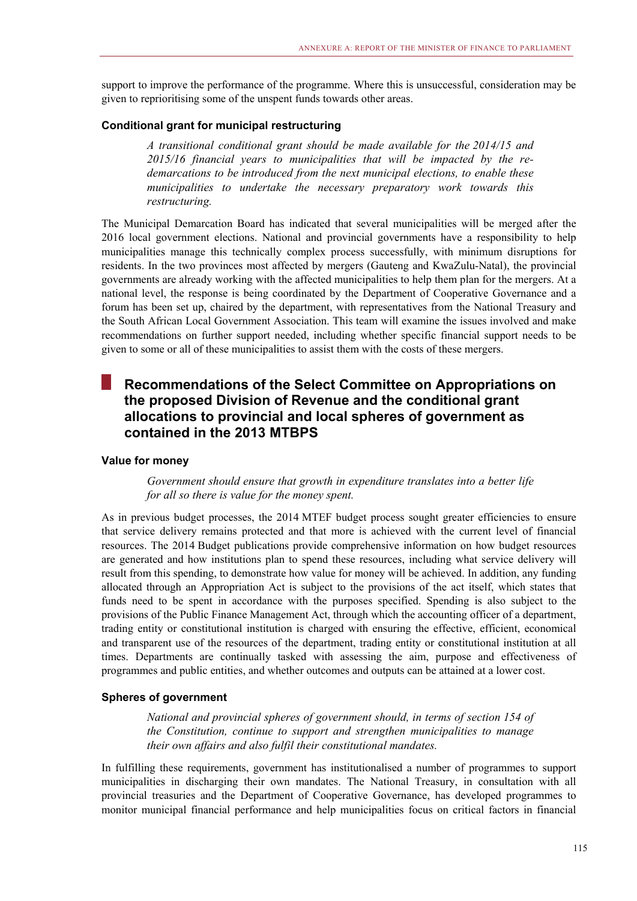support to improve the performance of the programme. Where this is unsuccessful, consideration may be given to reprioritising some of the unspent funds towards other areas.

### Conditional grant for municipal restructuring

> *A transitional conditional grant should be made available for the 2014/15 and 2015/16 financial years to municipalities that will be impacted by the re-demarcations to be introduced from the next municipal elections, to enable these municipalities to undertake the necessary preparatory work towards this restructuring.*

The Municipal Demarcation Board has indicated that several municipalities will be merged after the 2016 local government elections. National and provincial governments have a responsibility to help municipalities manage this technically complex process successfully, with minimum disruptions for residents. In the two provinces most affected by mergers (Gauteng and KwaZulu-Natal), the provincial governments are already working with the affected municipalities to help them plan for the mergers. At a national level, the response is being coordinated by the Department of Cooperative Governance and a forum has been set up, chaired by the department, with representatives from the National Treasury and the South African Local Government Association. This team will examine the issues involved and make recommendations on further support needed, including whether specific financial support needs to be given to some or all of these municipalities to assist them with the costs of these mergers.

## Recommendations of the Select Committee on Appropriations on the proposed Division of Revenue and the conditional grant allocations to provincial and local spheres of government as contained in the 2013 MTBPS

### Value for money

> *Government should ensure that growth in expenditure translates into a better life for all so there is value for the money spent.*

As in previous budget processes, the 2014 MTEF budget process sought greater efficiencies to ensure that service delivery remains protected and that more is achieved with the current level of financial resources. The 2014 Budget publications provide comprehensive information on how budget resources are generated and how institutions plan to spend these resources, including what service delivery will result from this spending, to demonstrate how value for money will be achieved. In addition, any funding allocated through an Appropriation Act is subject to the provisions of the act itself, which states that funds need to be spent in accordance with the purposes specified. Spending is also subject to the provisions of the Public Finance Management Act, through which the accounting officer of a department, trading entity or constitutional institution is charged with ensuring the effective, efficient, economical and transparent use of the resources of the department, trading entity or constitutional institution at all times. Departments are continually tasked with assessing the aim, purpose and effectiveness of programmes and public entities, and whether outcomes and outputs can be attained at a lower cost.

### Spheres of government

> *National and provincial spheres of government should, in terms of section 154 of the Constitution, continue to support and strengthen municipalities to manage their own affairs and also fulfil their constitutional mandates.*

In fulfilling these requirements, government has institutionalised a number of programmes to support municipalities in discharging their own mandates. The National Treasury, in consultation with all provincial treasuries and the Department of Cooperative Governance, has developed programmes to monitor municipal financial performance and help municipalities focus on critical factors in financial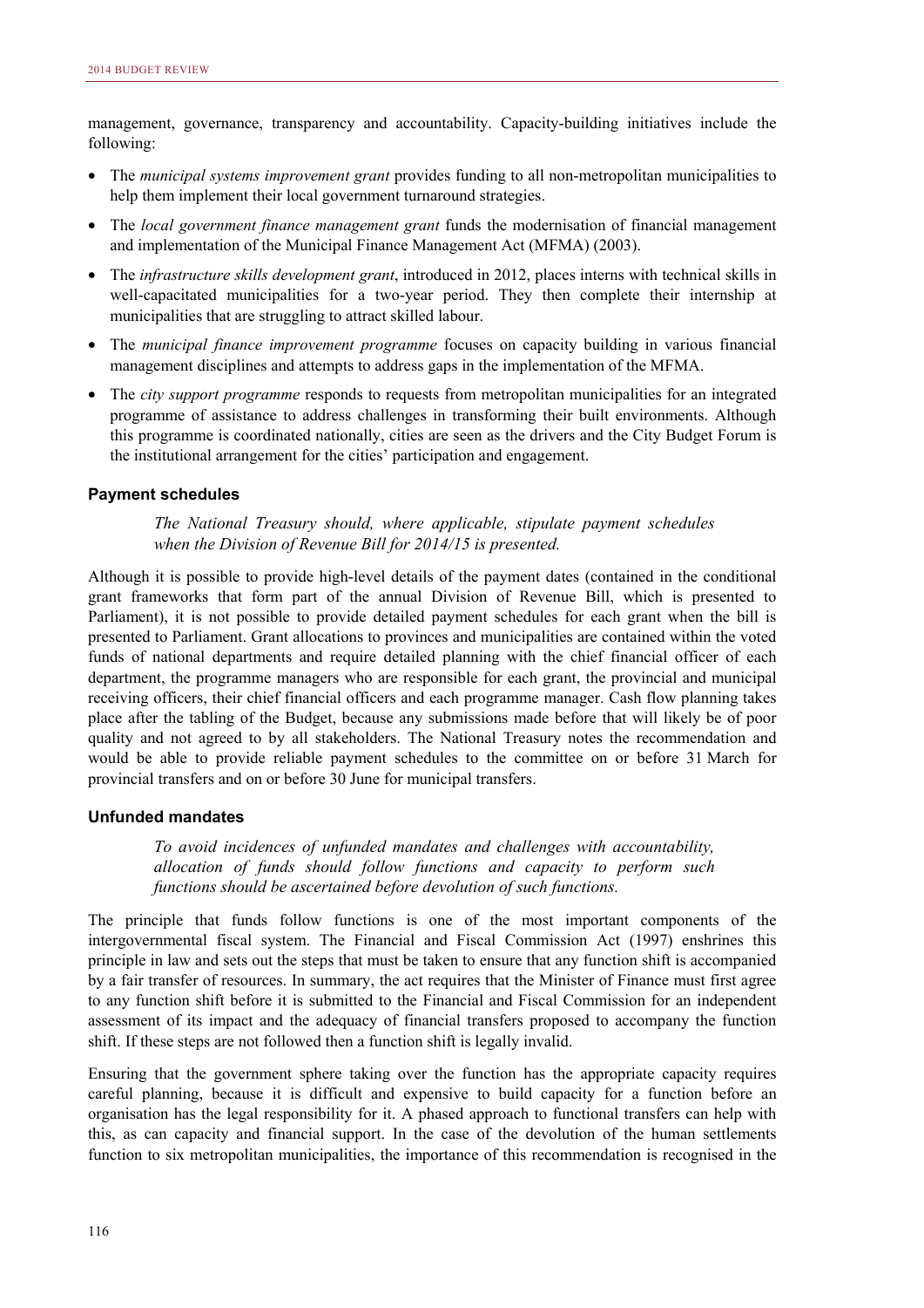management, governance, transparency and accountability. Capacity-building initiatives include the following:

- The *municipal systems improvement grant* provides funding to all non-metropolitan municipalities to help them implement their local government turnaround strategies.
- The *local government finance management grant* funds the modernisation of financial management and implementation of the Municipal Finance Management Act (MFMA) (2003).
- The *infrastructure skills development grant*, introduced in 2012, places interns with technical skills in well-capacitated municipalities for a two-year period. They then complete their internship at municipalities that are struggling to attract skilled labour.
- The *municipal finance improvement programme* focuses on capacity building in various financial management disciplines and attempts to address gaps in the implementation of the MFMA.
- The *city support programme* responds to requests from metropolitan municipalities for an integrated programme of assistance to address challenges in transforming their built environments. Although this programme is coordinated nationally, cities are seen as the drivers and the City Budget Forum is the institutional arrangement for the cities' participation and engagement.

### Payment schedules

> *The National Treasury should, where applicable, stipulate payment schedules when the Division of Revenue Bill for 2014/15 is presented.*

Although it is possible to provide high-level details of the payment dates (contained in the conditional grant frameworks that form part of the annual Division of Revenue Bill, which is presented to Parliament), it is not possible to provide detailed payment schedules for each grant when the bill is presented to Parliament. Grant allocations to provinces and municipalities are contained within the voted funds of national departments and require detailed planning with the chief financial officer of each department, the programme managers who are responsible for each grant, the provincial and municipal receiving officers, their chief financial officers and each programme manager. Cash flow planning takes place after the tabling of the Budget, because any submissions made before that will likely be of poor quality and not agreed to by all stakeholders. The National Treasury notes the recommendation and would be able to provide reliable payment schedules to the committee on or before 31 March for provincial transfers and on or before 30 June for municipal transfers.

### Unfunded mandates

> *To avoid incidences of unfunded mandates and challenges with accountability, allocation of funds should follow functions and capacity to perform such functions should be ascertained before devolution of such functions.*

The principle that funds follow functions is one of the most important components of the intergovernmental fiscal system. The Financial and Fiscal Commission Act (1997) enshrines this principle in law and sets out the steps that must be taken to ensure that any function shift is accompanied by a fair transfer of resources. In summary, the act requires that the Minister of Finance must first agree to any function shift before it is submitted to the Financial and Fiscal Commission for an independent assessment of its impact and the adequacy of financial transfers proposed to accompany the function shift. If these steps are not followed then a function shift is legally invalid.

Ensuring that the government sphere taking over the function has the appropriate capacity requires careful planning, because it is difficult and expensive to build capacity for a function before an organisation has the legal responsibility for it. A phased approach to functional transfers can help with this, as can capacity and financial support. In the case of the devolution of the human settlements function to six metropolitan municipalities, the importance of this recommendation is recognised in the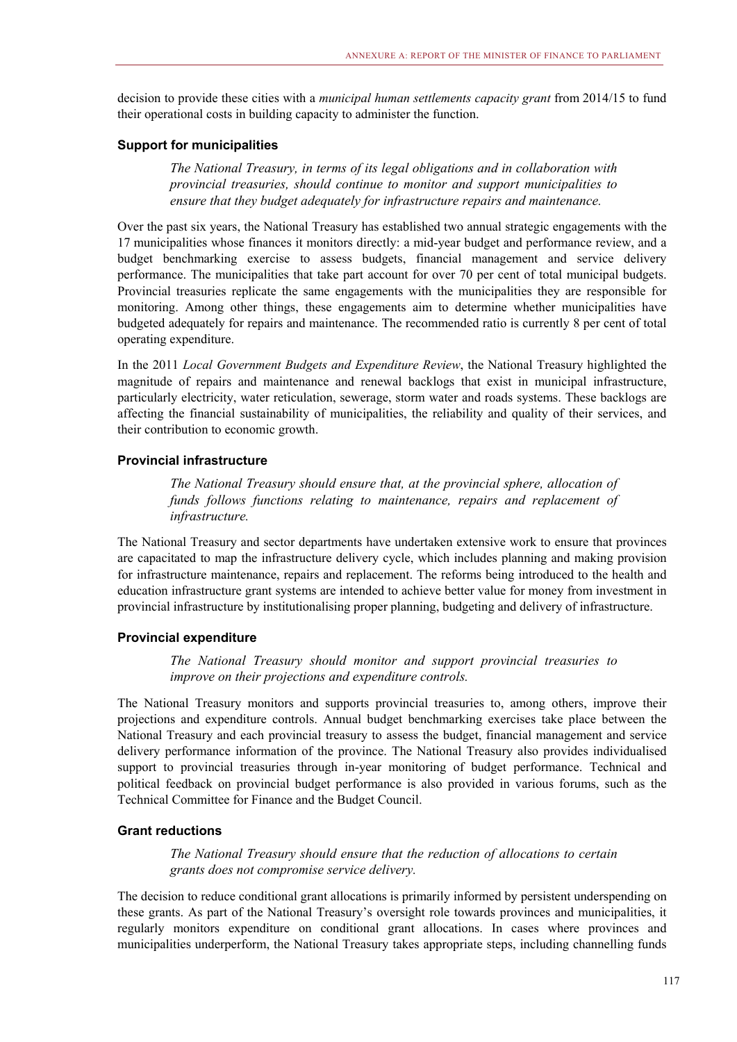decision to provide these cities with a *municipal human settlements capacity grant* from 2014/15 to fund their operational costs in building capacity to administer the function.

### Support for municipalities

> *The National Treasury, in terms of its legal obligations and in collaboration with provincial treasuries, should continue to monitor and support municipalities to ensure that they budget adequately for infrastructure repairs and maintenance.*

Over the past six years, the National Treasury has established two annual strategic engagements with the 17 municipalities whose finances it monitors directly: a mid-year budget and performance review, and a budget benchmarking exercise to assess budgets, financial management and service delivery performance. The municipalities that take part account for over 70 per cent of total municipal budgets. Provincial treasuries replicate the same engagements with the municipalities they are responsible for monitoring. Among other things, these engagements aim to determine whether municipalities have budgeted adequately for repairs and maintenance. The recommended ratio is currently 8 per cent of total operating expenditure.

In the 2011 *Local Government Budgets and Expenditure Review*, the National Treasury highlighted the magnitude of repairs and maintenance and renewal backlogs that exist in municipal infrastructure, particularly electricity, water reticulation, sewerage, storm water and roads systems. These backlogs are affecting the financial sustainability of municipalities, the reliability and quality of their services, and their contribution to economic growth.

### Provincial infrastructure

> *The National Treasury should ensure that, at the provincial sphere, allocation of funds follows functions relating to maintenance, repairs and replacement of infrastructure.*

The National Treasury and sector departments have undertaken extensive work to ensure that provinces are capacitated to map the infrastructure delivery cycle, which includes planning and making provision for infrastructure maintenance, repairs and replacement. The reforms being introduced to the health and education infrastructure grant systems are intended to achieve better value for money from investment in provincial infrastructure by institutionalising proper planning, budgeting and delivery of infrastructure.

### Provincial expenditure

> *The National Treasury should monitor and support provincial treasuries to improve on their projections and expenditure controls.*

The National Treasury monitors and supports provincial treasuries to, among others, improve their projections and expenditure controls. Annual budget benchmarking exercises take place between the National Treasury and each provincial treasury to assess the budget, financial management and service delivery performance information of the province. The National Treasury also provides individualised support to provincial treasuries through in-year monitoring of budget performance. Technical and political feedback on provincial budget performance is also provided in various forums, such as the Technical Committee for Finance and the Budget Council.

### Grant reductions

> *The National Treasury should ensure that the reduction of allocations to certain grants does not compromise service delivery.*

The decision to reduce conditional grant allocations is primarily informed by persistent underspending on these grants. As part of the National Treasury's oversight role towards provinces and municipalities, it regularly monitors expenditure on conditional grant allocations. In cases where provinces and municipalities underperform, the National Treasury takes appropriate steps, including channelling funds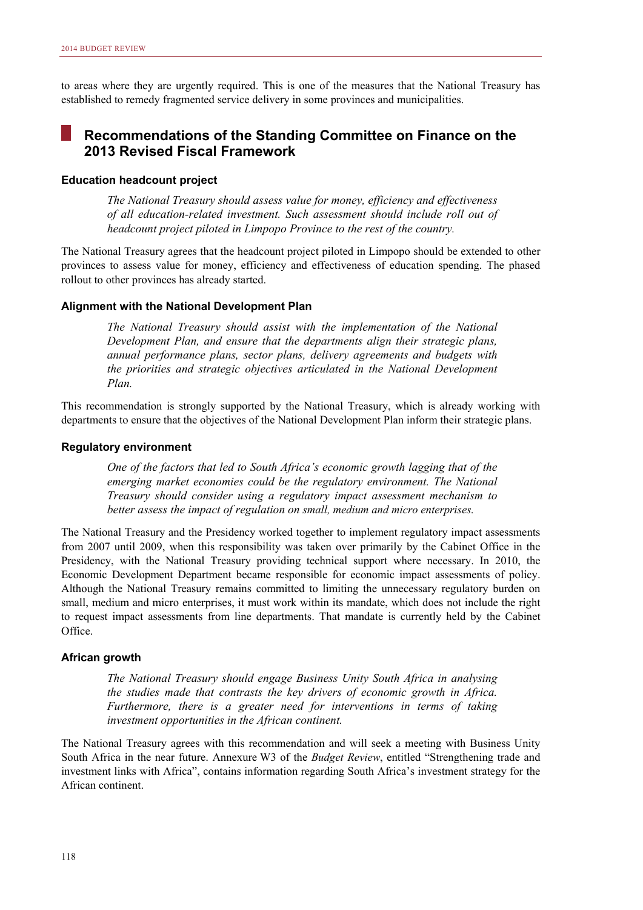to areas where they are urgently required. This is one of the measures that the National Treasury has established to remedy fragmented service delivery in some provinces and municipalities.

## Recommendations of the Standing Committee on Finance on the 2013 Revised Fiscal Framework

### Education headcount project

> *The National Treasury should assess value for money, efficiency and effectiveness of all education-related investment. Such assessment should include roll out of headcount project piloted in Limpopo Province to the rest of the country.*

The National Treasury agrees that the headcount project piloted in Limpopo should be extended to other provinces to assess value for money, efficiency and effectiveness of education spending. The phased rollout to other provinces has already started.

### Alignment with the National Development Plan

> *The National Treasury should assist with the implementation of the National Development Plan, and ensure that the departments align their strategic plans, annual performance plans, sector plans, delivery agreements and budgets with the priorities and strategic objectives articulated in the National Development Plan.*

This recommendation is strongly supported by the National Treasury, which is already working with departments to ensure that the objectives of the National Development Plan inform their strategic plans.

### Regulatory environment

> *One of the factors that led to South Africa's economic growth lagging that of the emerging market economies could be the regulatory environment. The National Treasury should consider using a regulatory impact assessment mechanism to better assess the impact of regulation on small, medium and micro enterprises.*

The National Treasury and the Presidency worked together to implement regulatory impact assessments from 2007 until 2009, when this responsibility was taken over primarily by the Cabinet Office in the Presidency, with the National Treasury providing technical support where necessary. In 2010, the Economic Development Department became responsible for economic impact assessments of policy. Although the National Treasury remains committed to limiting the unnecessary regulatory burden on small, medium and micro enterprises, it must work within its mandate, which does not include the right to request impact assessments from line departments. That mandate is currently held by the Cabinet Office.

### African growth

> *The National Treasury should engage Business Unity South Africa in analysing the studies made that contrasts the key drivers of economic growth in Africa. Furthermore, there is a greater need for interventions in terms of taking investment opportunities in the African continent.*

The National Treasury agrees with this recommendation and will seek a meeting with Business Unity South Africa in the near future. Annexure W3 of the *Budget Review*, entitled "Strengthening trade and investment links with Africa", contains information regarding South Africa's investment strategy for the African continent.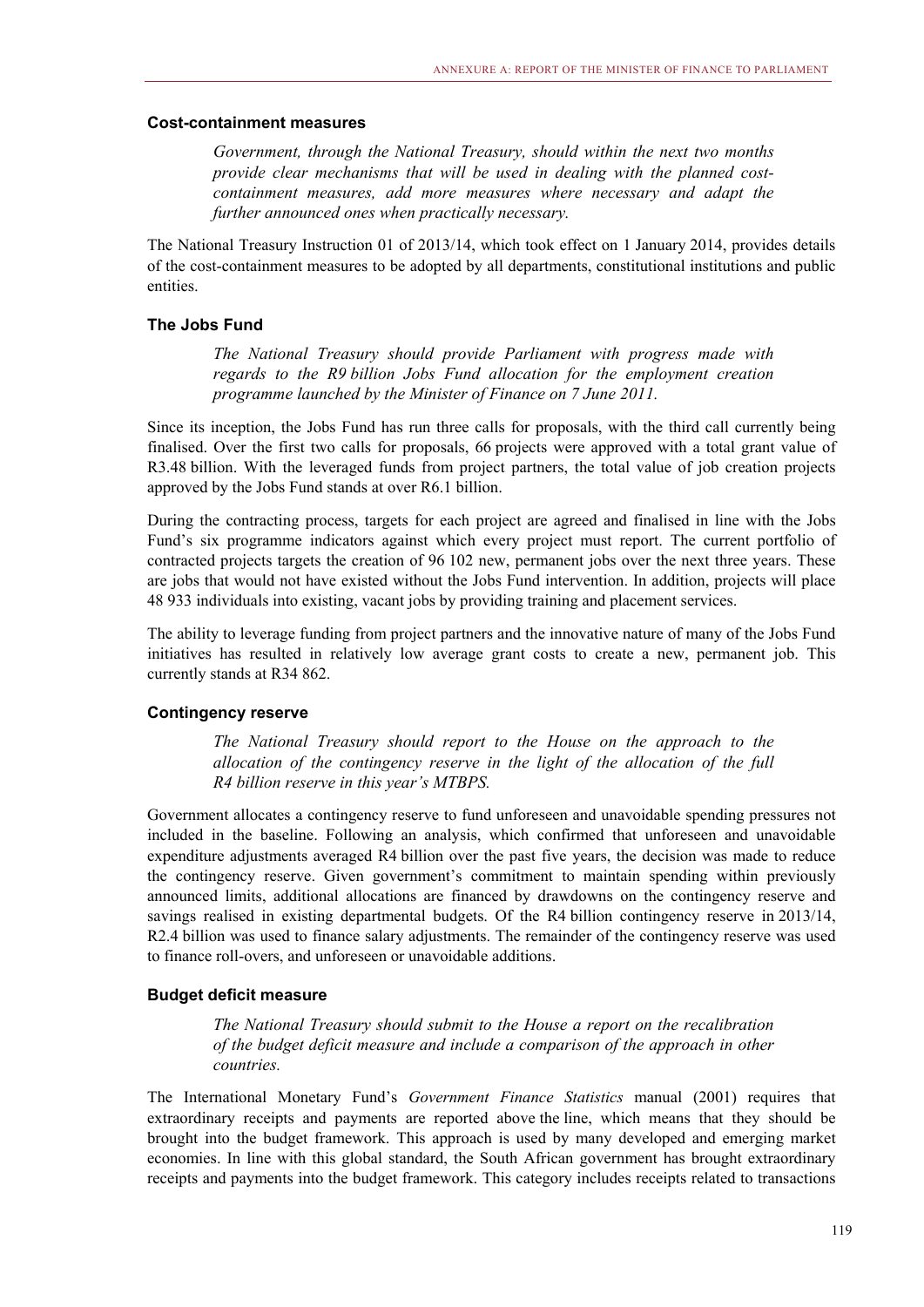### Cost-containment measures

> *Government, through the National Treasury, should within the next two months provide clear mechanisms that will be used in dealing with the planned cost-containment measures, add more measures where necessary and adapt the further announced ones when practically necessary.*

The National Treasury Instruction 01 of 2013/14, which took effect on 1 January 2014, provides details of the cost-containment measures to be adopted by all departments, constitutional institutions and public entities.

### The Jobs Fund

> *The National Treasury should provide Parliament with progress made with regards to the R9 billion Jobs Fund allocation for the employment creation programme launched by the Minister of Finance on 7 June 2011.*

Since its inception, the Jobs Fund has run three calls for proposals, with the third call currently being finalised. Over the first two calls for proposals, 66 projects were approved with a total grant value of R3.48 billion. With the leveraged funds from project partners, the total value of job creation projects approved by the Jobs Fund stands at over R6.1 billion.

During the contracting process, targets for each project are agreed and finalised in line with the Jobs Fund's six programme indicators against which every project must report. The current portfolio of contracted projects targets the creation of 96 102 new, permanent jobs over the next three years. These are jobs that would not have existed without the Jobs Fund intervention. In addition, projects will place 48 933 individuals into existing, vacant jobs by providing training and placement services.

The ability to leverage funding from project partners and the innovative nature of many of the Jobs Fund initiatives has resulted in relatively low average grant costs to create a new, permanent job. This currently stands at R34 862.

### Contingency reserve

> *The National Treasury should report to the House on the approach to the allocation of the contingency reserve in the light of the allocation of the full R4 billion reserve in this year's MTBPS.*

Government allocates a contingency reserve to fund unforeseen and unavoidable spending pressures not included in the baseline. Following an analysis, which confirmed that unforeseen and unavoidable expenditure adjustments averaged R4 billion over the past five years, the decision was made to reduce the contingency reserve. Given government's commitment to maintain spending within previously announced limits, additional allocations are financed by drawdowns on the contingency reserve and savings realised in existing departmental budgets. Of the R4 billion contingency reserve in 2013/14, R2.4 billion was used to finance salary adjustments. The remainder of the contingency reserve was used to finance roll-overs, and unforeseen or unavoidable additions.

### Budget deficit measure

> *The National Treasury should submit to the House a report on the recalibration of the budget deficit measure and include a comparison of the approach in other countries.*

The International Monetary Fund's *Government Finance Statistics* manual (2001) requires that extraordinary receipts and payments are reported above the line, which means that they should be brought into the budget framework. This approach is used by many developed and emerging market economies. In line with this global standard, the South African government has brought extraordinary receipts and payments into the budget framework. This category includes receipts related to transactions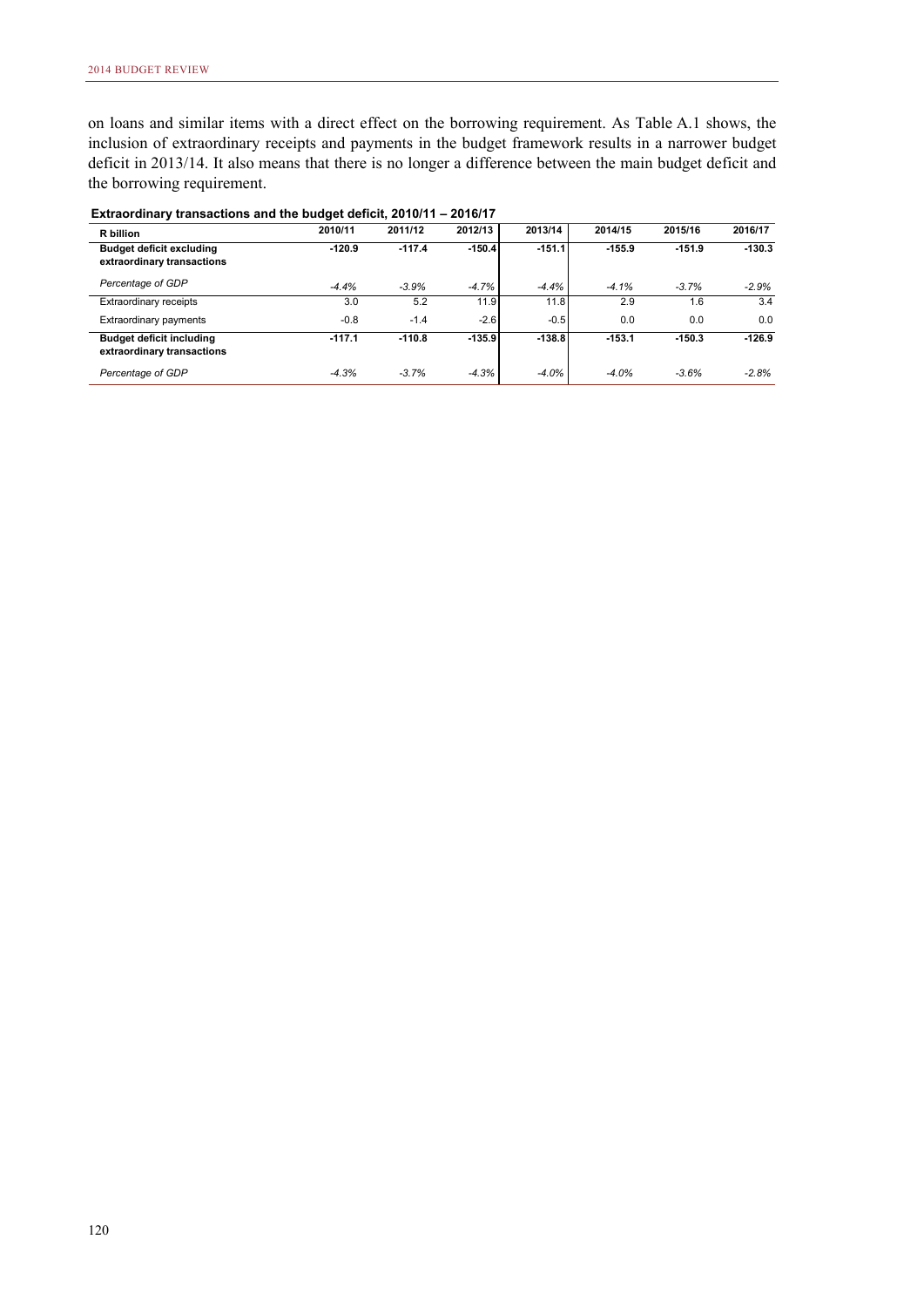on loans and similar items with a direct effect on the borrowing requirement. As Table A.1 shows, the inclusion of extraordinary receipts and payments in the budget framework results in a narrower budget deficit in 2013/14. It also means that there is no longer a difference between the main budget deficit and the borrowing requirement.

**Extraordinary transactions and the budget deficit, 2010/11 – 2016/17**

| R billion | 2010/11 | 2011/12 | 2012/13 | 2013/14 | 2014/15 | 2015/16 | 2016/17 |
|---|---|---|---|---|---|---|---|
| **Budget deficit excluding extraordinary transactions** | **-120.9** | **-117.4** | **-150.4** | **-151.1** | **-155.9** | **-151.9** | **-130.3** |
| *Percentage of GDP* | *-4.4%* | *-3.9%* | *-4.7%* | *-4.4%* | *-4.1%* | *-3.7%* | *-2.9%* |
| Extraordinary receipts | 3.0 | 5.2 | 11.9 | 11.8 | 2.9 | 1.6 | 3.4 |
| Extraordinary payments | -0.8 | -1.4 | -2.6 | -0.5 | 0.0 | 0.0 | 0.0 |
| **Budget deficit including extraordinary transactions** | **-117.1** | **-110.8** | **-135.9** | **-138.8** | **-153.1** | **-150.3** | **-126.9** |
| *Percentage of GDP* | *-4.3%* | *-3.7%* | *-4.3%* | *-4.0%* | *-4.0%* | *-3.6%* | *-2.8%* |